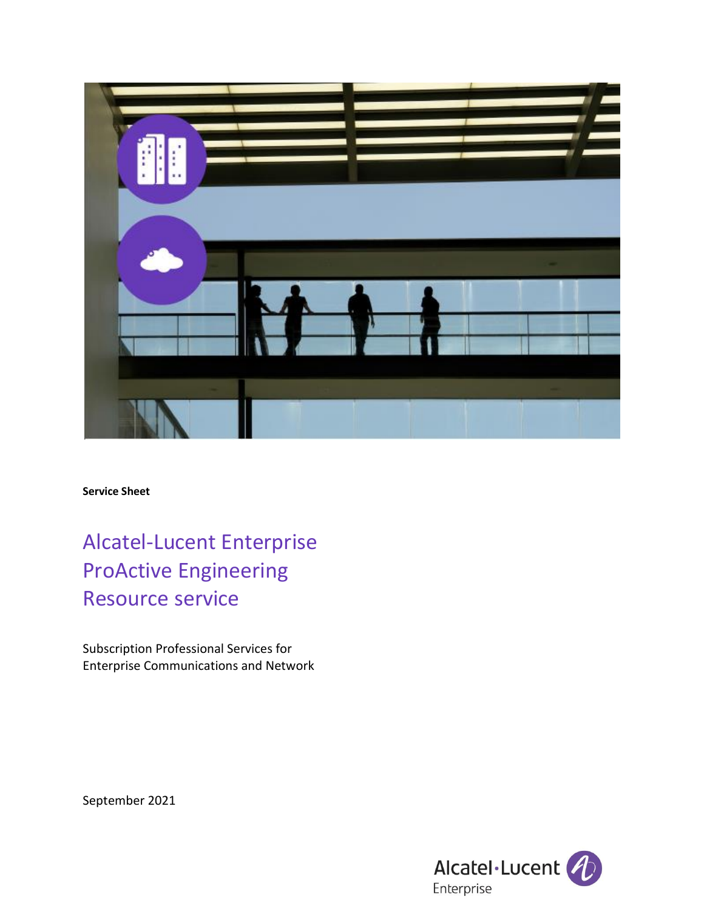**Service Sheet**

# Alcatel-Lucent Enterprise ProActive Engineering Resource service

Subscription Professional Services for Enterprise Communications and Network

September 2021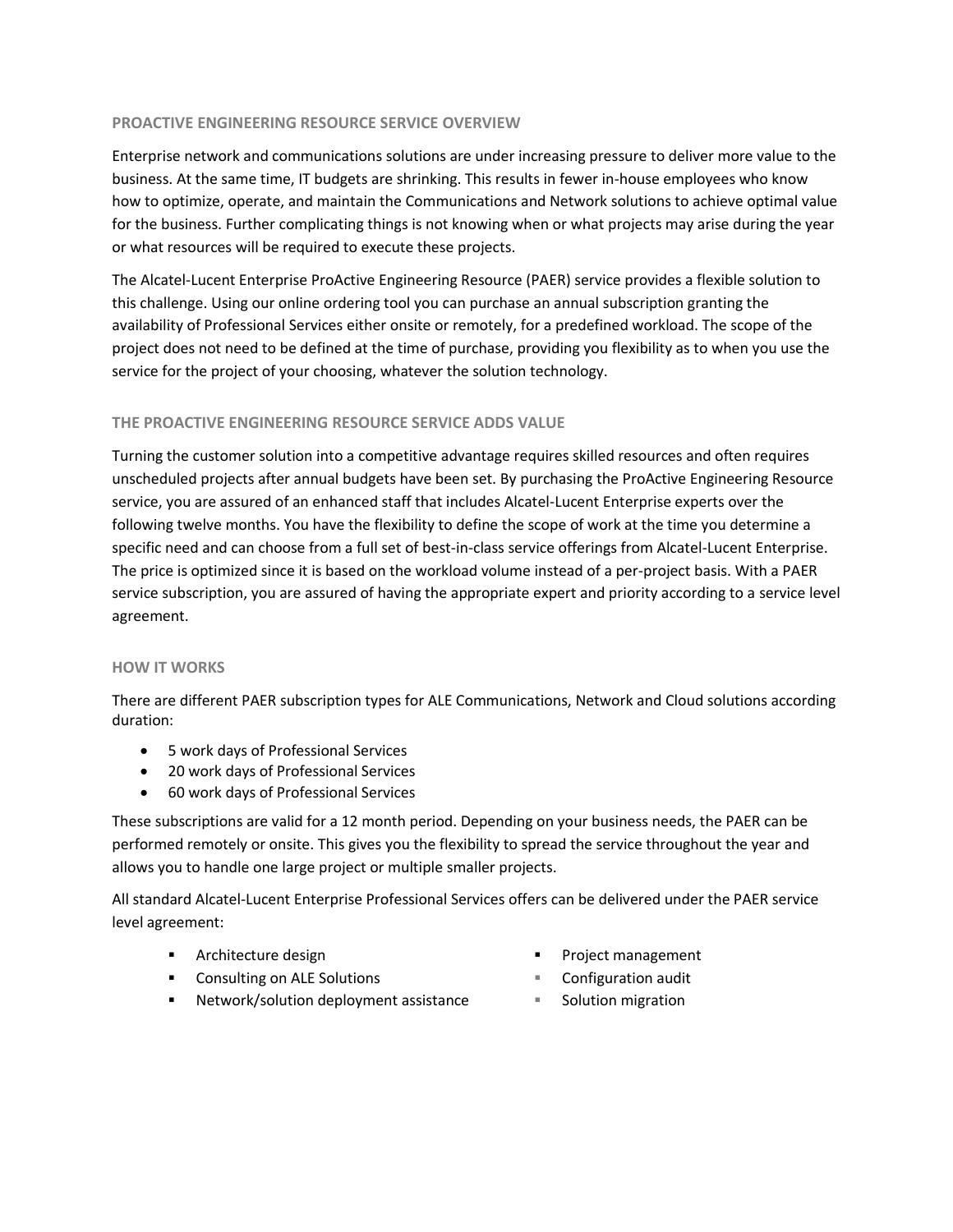## PROACTIVE ENGINEERING RESOURCE SERVICE OVERVIEW

Enterprise network and communications solutions are under increasing pressure to deliver more value to the business. At the same time, IT budgets are shrinking. This results in fewer in-house employees who know how to optimize, operate, and maintain the Communications and Network solutions to achieve optimal value for the business. Further complicating things is not knowing when or what projects may arise during the year or what resources will be required to execute these projects.

The Alcatel-Lucent Enterprise ProActive Engineering Resource (PAER) service provides a flexible solution to this challenge. Using our online ordering tool you can purchase an annual subscription granting the availability of Professional Services either onsite or remotely, for a predefined workload. The scope of the project does not need to be defined at the time of purchase, providing you flexibility as to when you use the service for the project of your choosing, whatever the solution technology.

## THE PROACTIVE ENGINEERING RESOURCE SERVICE ADDS VALUE

Turning the customer solution into a competitive advantage requires skilled resources and often requires unscheduled projects after annual budgets have been set. By purchasing the ProActive Engineering Resource service, you are assured of an enhanced staff that includes Alcatel-Lucent Enterprise experts over the following twelve months. You have the flexibility to define the scope of work at the time you determine a specific need and can choose from a full set of best-in-class service offerings from Alcatel-Lucent Enterprise. The price is optimized since it is based on the workload volume instead of a per-project basis. With a PAER service subscription, you are assured of having the appropriate expert and priority according to a service level agreement.

## HOW IT WORKS

There are different PAER subscription types for ALE Communications, Network and Cloud solutions according duration:

- 5 work days of Professional Services
- 20 work days of Professional Services
- 60 work days of Professional Services

These subscriptions are valid for a 12 month period. Depending on your business needs, the PAER can be performed remotely or onsite. This gives you the flexibility to spread the service throughout the year and allows you to handle one large project or multiple smaller projects.

All standard Alcatel-Lucent Enterprise Professional Services offers can be delivered under the PAER service level agreement:

- Architecture design
- Consulting on ALE Solutions
- Network/solution deployment assistance
- Project management
- Configuration audit
- Solution migration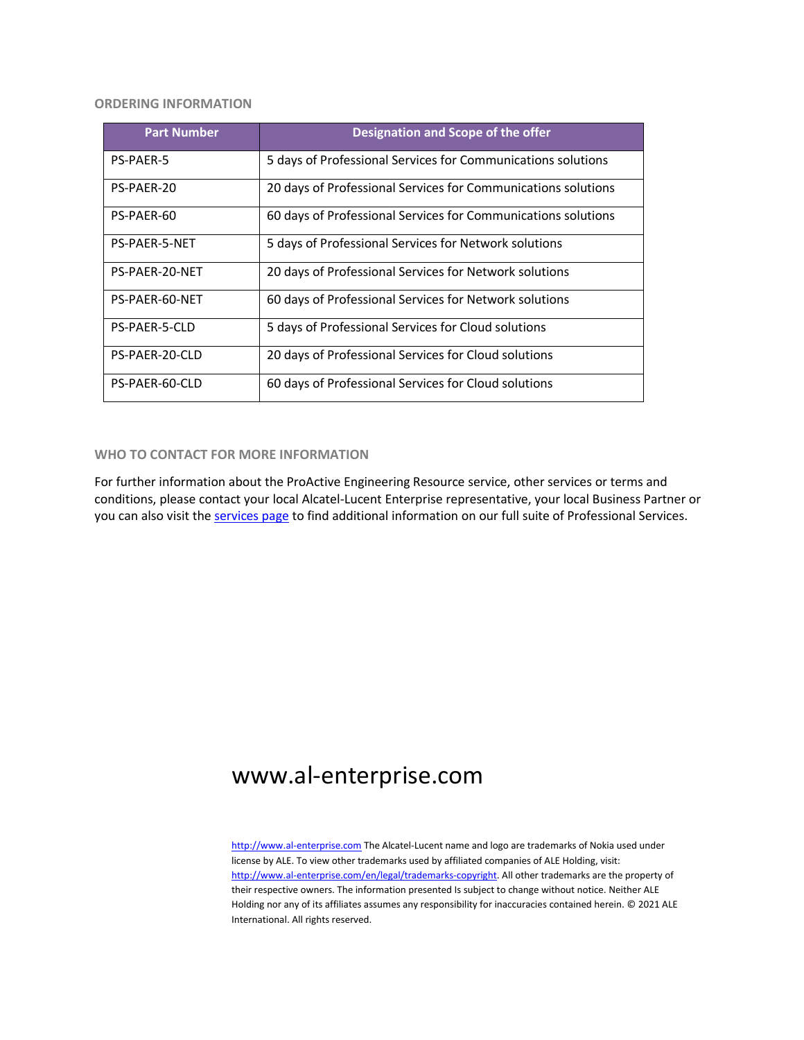## ORDERING INFORMATION

| Part Number | Designation and Scope of the offer |
|---|---|
| PS-PAER-5 | 5 days of Professional Services for Communications solutions |
| PS-PAER-20 | 20 days of Professional Services for Communications solutions |
| PS-PAER-60 | 60 days of Professional Services for Communications solutions |
| PS-PAER-5-NET | 5 days of Professional Services for Network solutions |
| PS-PAER-20-NET | 20 days of Professional Services for Network solutions |
| PS-PAER-60-NET | 60 days of Professional Services for Network solutions |
| PS-PAER-5-CLD | 5 days of Professional Services for Cloud solutions |
| PS-PAER-20-CLD | 20 days of Professional Services for Cloud solutions |
| PS-PAER-60-CLD | 60 days of Professional Services for Cloud solutions |

## WHO TO CONTACT FOR MORE INFORMATION

For further information about the ProActive Engineering Resource service, other services or terms and conditions, please contact your local Alcatel-Lucent Enterprise representative, your local Business Partner or you can also visit the services page to find additional information on our full suite of Professional Services.

www.al-enterprise.com

http://www.al-enterprise.com The Alcatel-Lucent name and logo are trademarks of Nokia used under license by ALE. To view other trademarks used by affiliated companies of ALE Holding, visit: http://www.al-enterprise.com/en/legal/trademarks-copyright. All other trademarks are the property of their respective owners. The information presented Is subject to change without notice. Neither ALE Holding nor any of its affiliates assumes any responsibility for inaccuracies contained herein. © 2021 ALE International. All rights reserved.